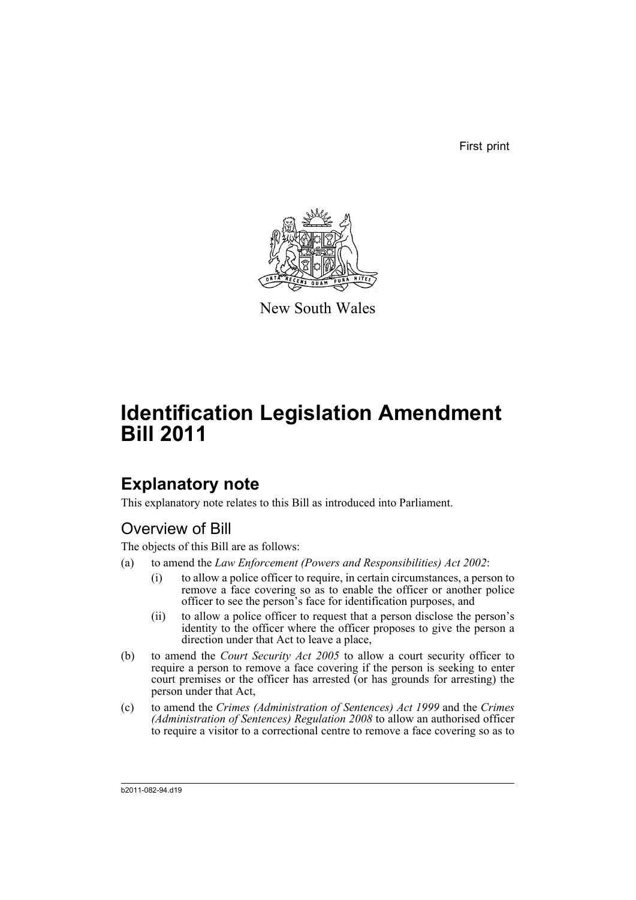First print

New South Wales

# Identification Legislation Amendment Bill 2011

## Explanatory note

This explanatory note relates to this Bill as introduced into Parliament.

### Overview of Bill

The objects of this Bill are as follows:

(a) to amend the *Law Enforcement (Powers and Responsibilities) Act 2002*:

   (i) to allow a police officer to require, in certain circumstances, a person to remove a face covering so as to enable the officer or another police officer to see the person's face for identification purposes, and

   (ii) to allow a police officer to request that a person disclose the person's identity to the officer where the officer proposes to give the person a direction under that Act to leave a place,

(b) to amend the *Court Security Act 2005* to allow a court security officer to require a person to remove a face covering if the person is seeking to enter court premises or the officer has arrested (or has grounds for arresting) the person under that Act,

(c) to amend the *Crimes (Administration of Sentences) Act 1999* and the *Crimes (Administration of Sentences) Regulation 2008* to allow an authorised officer to require a visitor to a correctional centre to remove a face covering so as to

b2011-082-94.d19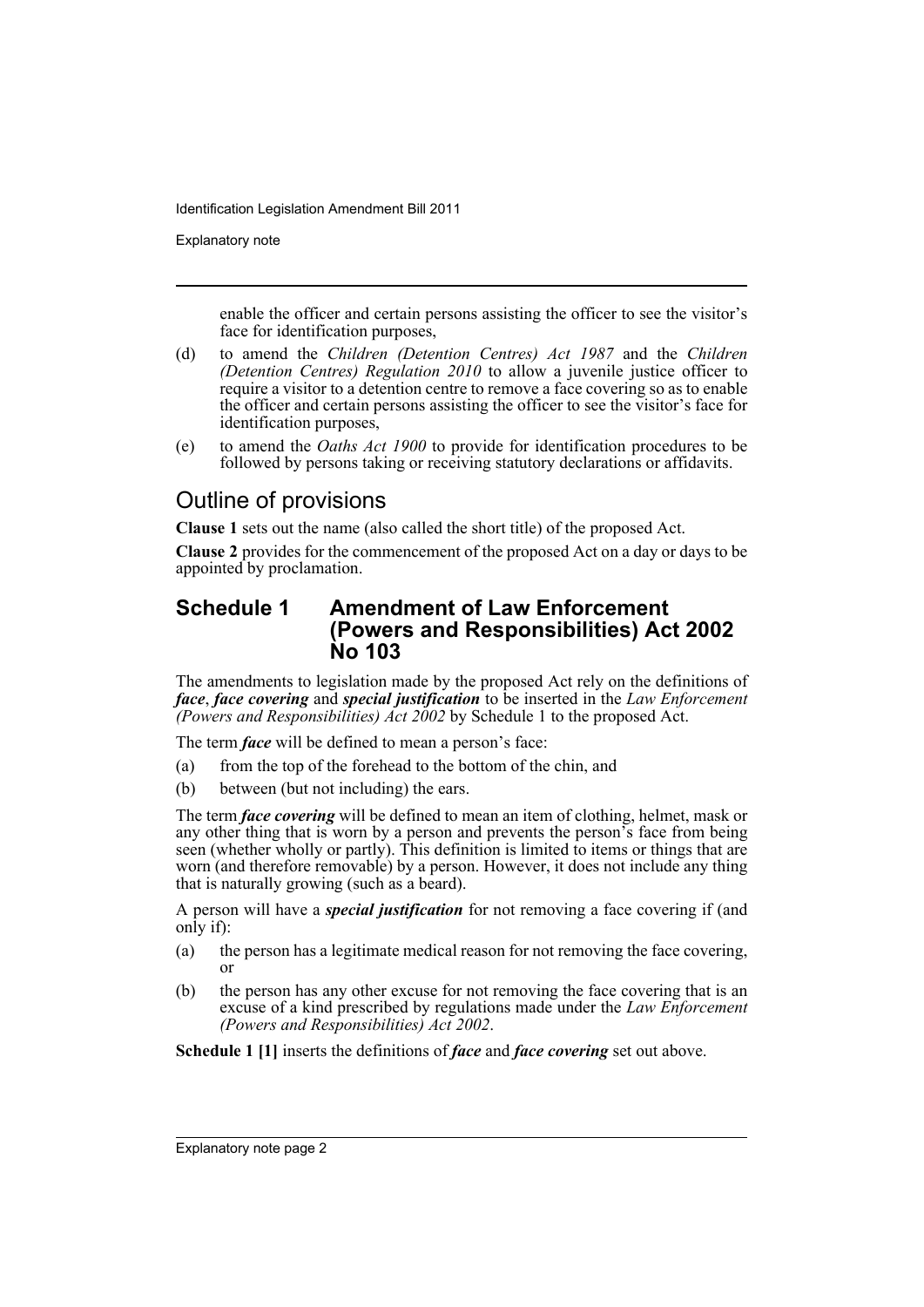enable the officer and certain persons assisting the officer to see the visitor's face for identification purposes,

(d) to amend the *Children (Detention Centres) Act 1987* and the *Children (Detention Centres) Regulation 2010* to allow a juvenile justice officer to require a visitor to a detention centre to remove a face covering so as to enable the officer and certain persons assisting the officer to see the visitor's face for identification purposes,

(e) to amend the *Oaths Act 1900* to provide for identification procedures to be followed by persons taking or receiving statutory declarations or affidavits.

## Outline of provisions

**Clause 1** sets out the name (also called the short title) of the proposed Act.

**Clause 2** provides for the commencement of the proposed Act on a day or days to be appointed by proclamation.

### Schedule 1 Amendment of Law Enforcement (Powers and Responsibilities) Act 2002 No 103

The amendments to legislation made by the proposed Act rely on the definitions of ***face***, ***face covering*** and ***special justification*** to be inserted in the *Law Enforcement (Powers and Responsibilities) Act 2002* by Schedule 1 to the proposed Act.

The term ***face*** will be defined to mean a person's face:

(a) from the top of the forehead to the bottom of the chin, and

(b) between (but not including) the ears.

The term ***face covering*** will be defined to mean an item of clothing, helmet, mask or any other thing that is worn by a person and prevents the person's face from being seen (whether wholly or partly). This definition is limited to items or things that are worn (and therefore removable) by a person. However, it does not include any thing that is naturally growing (such as a beard).

A person will have a ***special justification*** for not removing a face covering if (and only if):

(a) the person has a legitimate medical reason for not removing the face covering, or

(b) the person has any other excuse for not removing the face covering that is an excuse of a kind prescribed by regulations made under the *Law Enforcement (Powers and Responsibilities) Act 2002*.

**Schedule 1 [1]** inserts the definitions of ***face*** and ***face covering*** set out above.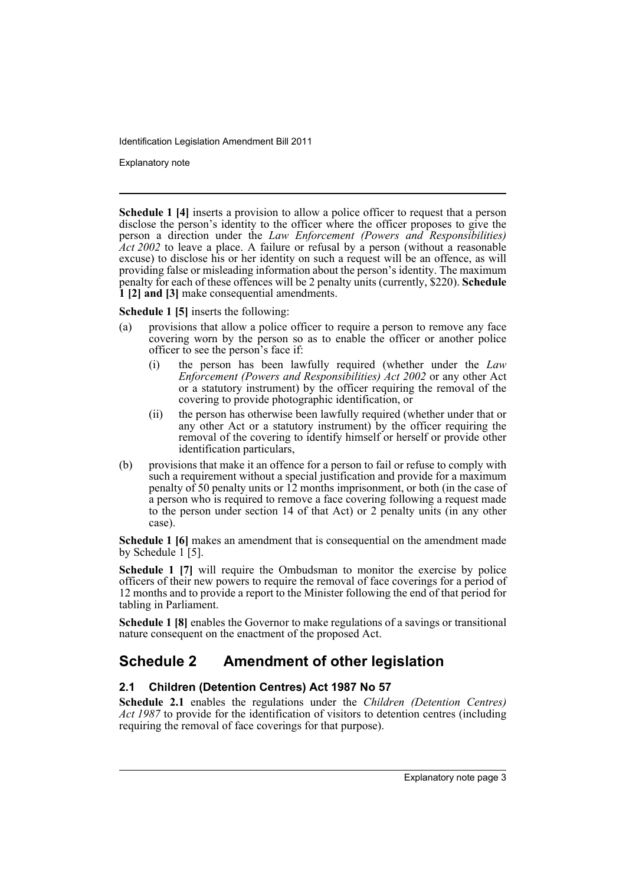**Schedule 1 [4]** inserts a provision to allow a police officer to request that a person disclose the person's identity to the officer where the officer proposes to give the person a direction under the *Law Enforcement (Powers and Responsibilities) Act 2002* to leave a place. A failure or refusal by a person (without a reasonable excuse) to disclose his or her identity on such a request will be an offence, as will providing false or misleading information about the person's identity. The maximum penalty for each of these offences will be 2 penalty units (currently, $220). **Schedule 1 [2] and [3]** make consequential amendments.

**Schedule 1 [5]** inserts the following:

(a) provisions that allow a police officer to require a person to remove any face covering worn by the person so as to enable the officer or another police officer to see the person's face if:

  (i) the person has been lawfully required (whether under the *Law Enforcement (Powers and Responsibilities) Act 2002* or any other Act or a statutory instrument) by the officer requiring the removal of the covering to provide photographic identification, or

  (ii) the person has otherwise been lawfully required (whether under that or any other Act or a statutory instrument) by the officer requiring the removal of the covering to identify himself or herself or provide other identification particulars,

(b) provisions that make it an offence for a person to fail or refuse to comply with such a requirement without a special justification and provide for a maximum penalty of 50 penalty units or 12 months imprisonment, or both (in the case of a person who is required to remove a face covering following a request made to the person under section 14 of that Act) or 2 penalty units (in any other case).

**Schedule 1 [6]** makes an amendment that is consequential on the amendment made by Schedule 1 [5].

**Schedule 1 [7]** will require the Ombudsman to monitor the exercise by police officers of their new powers to require the removal of face coverings for a period of 12 months and to provide a report to the Minister following the end of that period for tabling in Parliament.

**Schedule 1 [8]** enables the Governor to make regulations of a savings or transitional nature consequent on the enactment of the proposed Act.

## Schedule 2 Amendment of other legislation

### 2.1 Children (Detention Centres) Act 1987 No 57

**Schedule 2.1** enables the regulations under the *Children (Detention Centres) Act 1987* to provide for the identification of visitors to detention centres (including requiring the removal of face coverings for that purpose).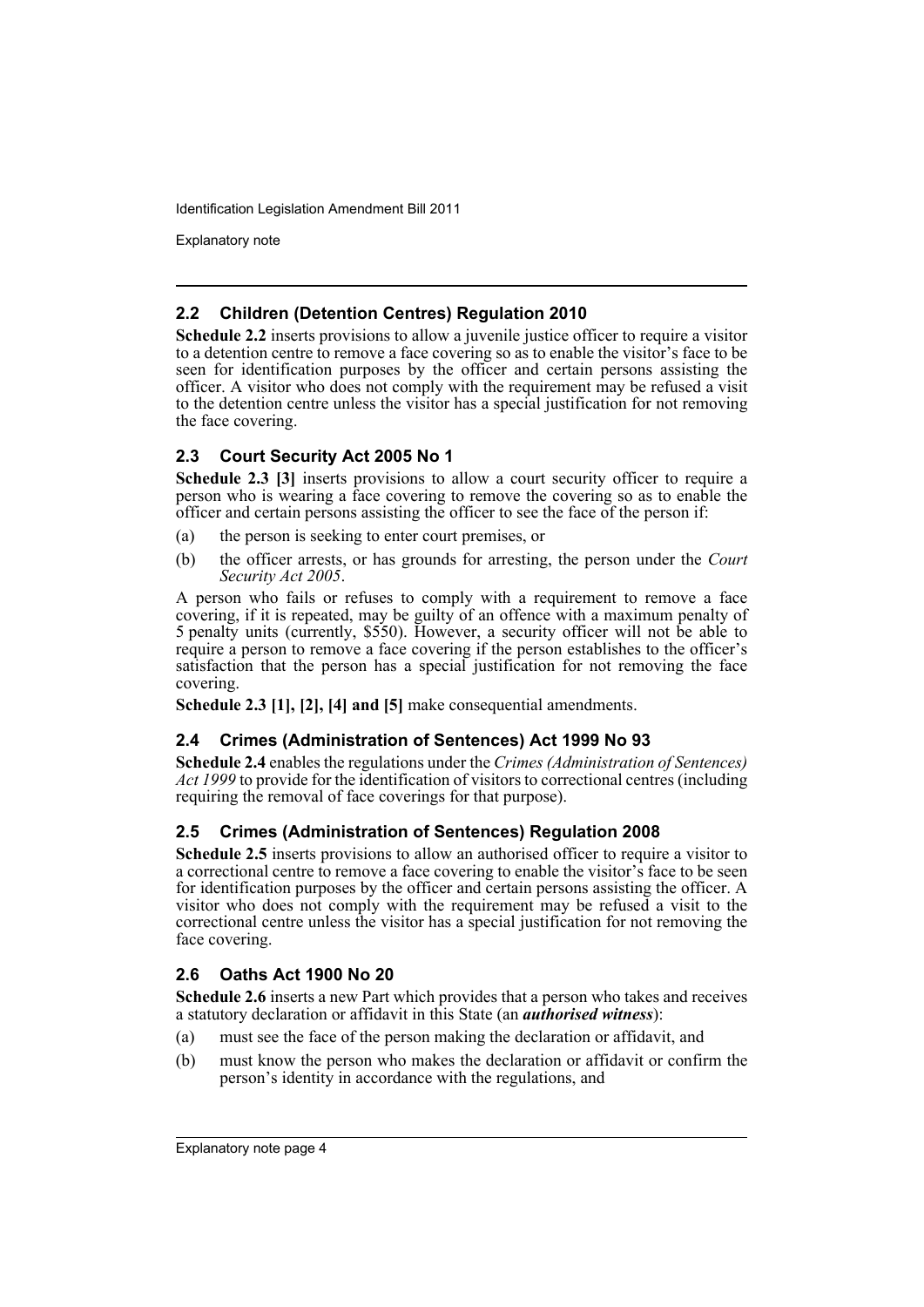### 2.2 Children (Detention Centres) Regulation 2010

**Schedule 2.2** inserts provisions to allow a juvenile justice officer to require a visitor to a detention centre to remove a face covering so as to enable the visitor's face to be seen for identification purposes by the officer and certain persons assisting the officer. A visitor who does not comply with the requirement may be refused a visit to the detention centre unless the visitor has a special justification for not removing the face covering.

### 2.3 Court Security Act 2005 No 1

**Schedule 2.3 [3]** inserts provisions to allow a court security officer to require a person who is wearing a face covering to remove the covering so as to enable the officer and certain persons assisting the officer to see the face of the person if:

(a) the person is seeking to enter court premises, or

(b) the officer arrests, or has grounds for arresting, the person under the *Court Security Act 2005*.

A person who fails or refuses to comply with a requirement to remove a face covering, if it is repeated, may be guilty of an offence with a maximum penalty of 5 penalty units (currently, $550). However, a security officer will not be able to require a person to remove a face covering if the person establishes to the officer's satisfaction that the person has a special justification for not removing the face covering.

**Schedule 2.3 [1], [2], [4] and [5]** make consequential amendments.

### 2.4 Crimes (Administration of Sentences) Act 1999 No 93

**Schedule 2.4** enables the regulations under the *Crimes (Administration of Sentences) Act 1999* to provide for the identification of visitors to correctional centres (including requiring the removal of face coverings for that purpose).

### 2.5 Crimes (Administration of Sentences) Regulation 2008

**Schedule 2.5** inserts provisions to allow an authorised officer to require a visitor to a correctional centre to remove a face covering to enable the visitor's face to be seen for identification purposes by the officer and certain persons assisting the officer. A visitor who does not comply with the requirement may be refused a visit to the correctional centre unless the visitor has a special justification for not removing the face covering.

### 2.6 Oaths Act 1900 No 20

**Schedule 2.6** inserts a new Part which provides that a person who takes and receives a statutory declaration or affidavit in this State (an ***authorised witness***):

(a) must see the face of the person making the declaration or affidavit, and

(b) must know the person who makes the declaration or affidavit or confirm the person's identity in accordance with the regulations, and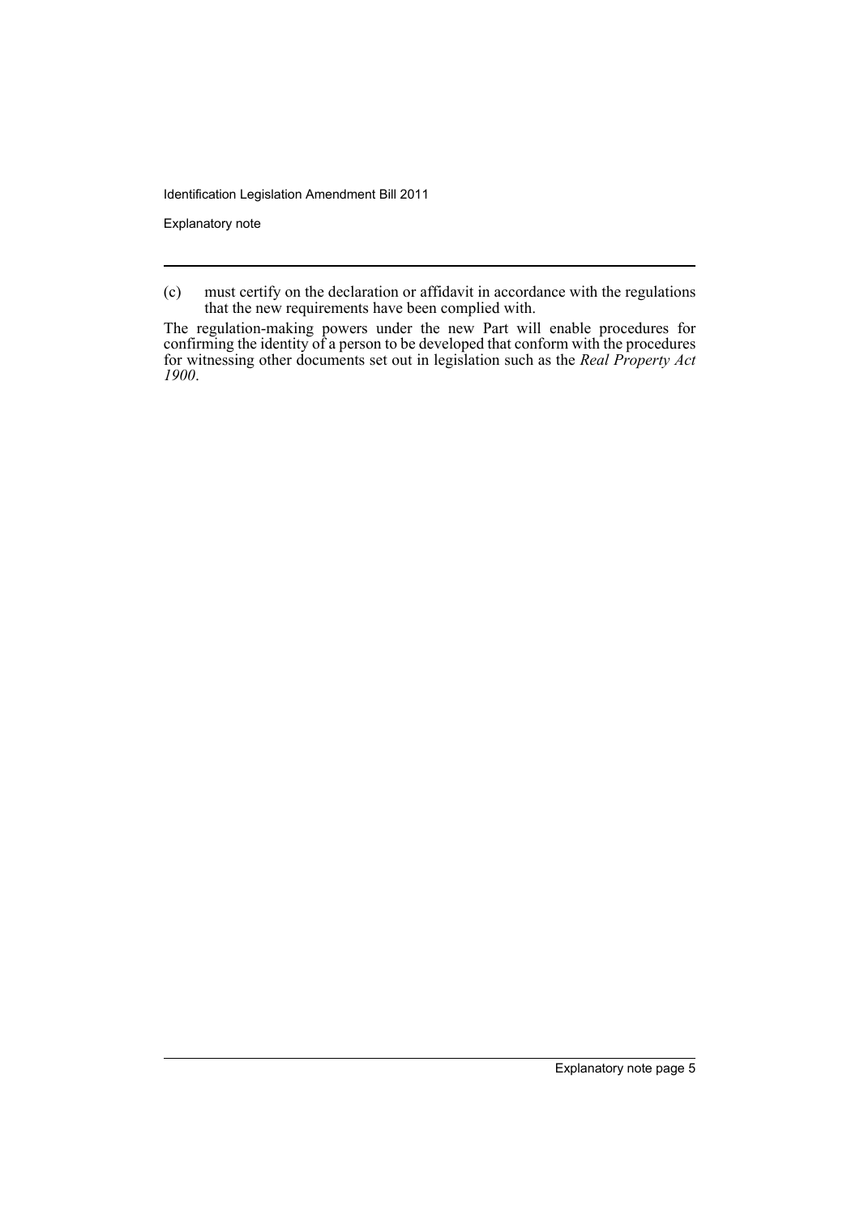(c) must certify on the declaration or affidavit in accordance with the regulations that the new requirements have been complied with.

The regulation-making powers under the new Part will enable procedures for confirming the identity of a person to be developed that conform with the procedures for witnessing other documents set out in legislation such as the *Real Property Act 1900*.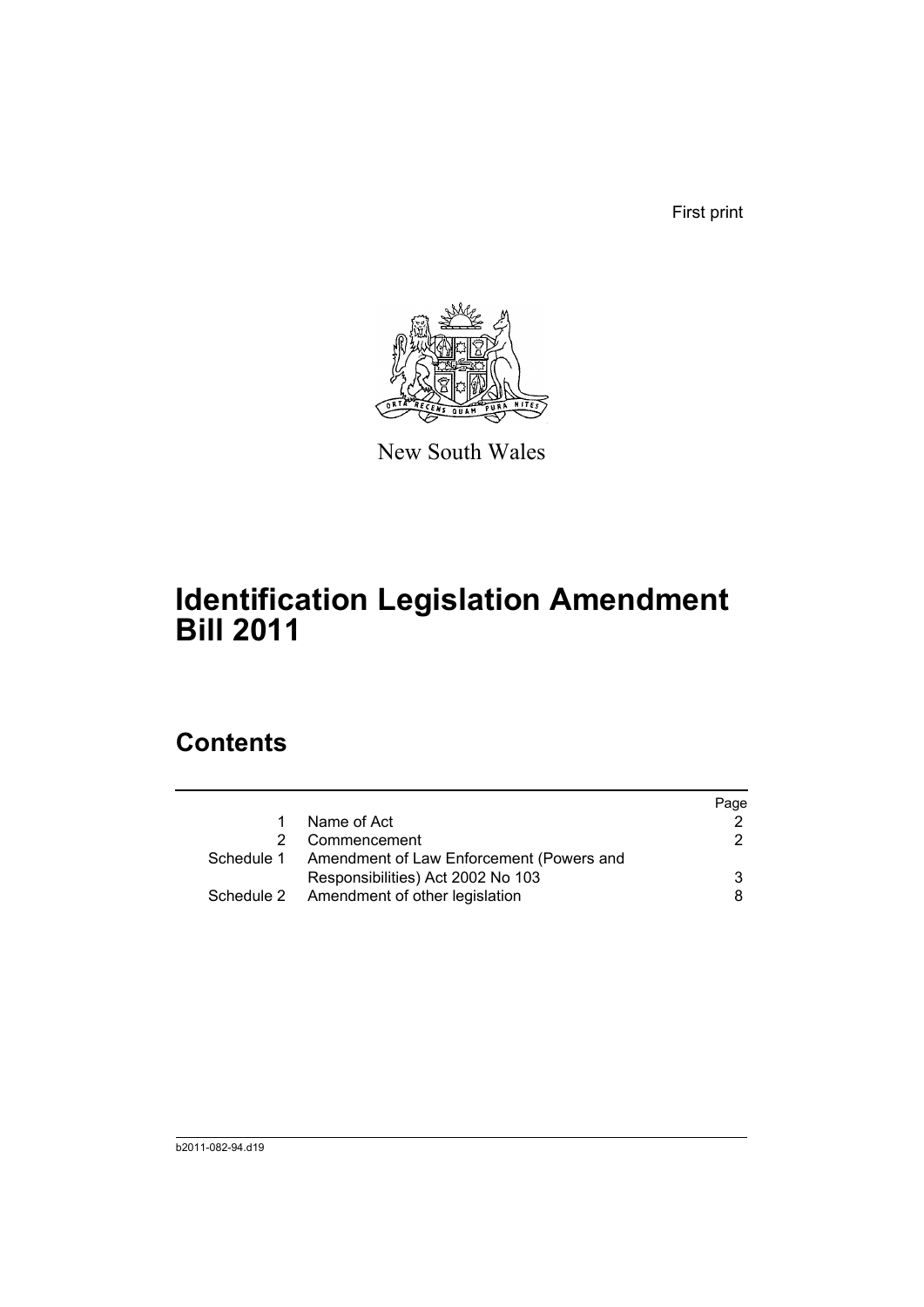First print

New South Wales

# Identification Legislation Amendment Bill 2011

## Contents

| | | Page |
|---|---|---|
| 1 | Name of Act | 2 |
| 2 | Commencement | 2 |
| Schedule 1 | Amendment of Law Enforcement (Powers and Responsibilities) Act 2002 No 103 | 3 |
| Schedule 2 | Amendment of other legislation | 8 |

b2011-082-94.d19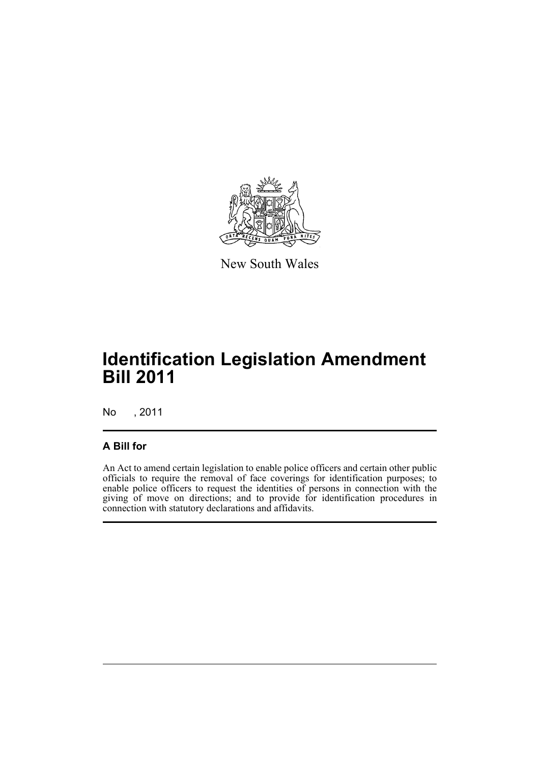New South Wales

# Identification Legislation Amendment Bill 2011

No , 2011

## A Bill for

An Act to amend certain legislation to enable police officers and certain other public officials to require the removal of face coverings for identification purposes; to enable police officers to request the identities of persons in connection with the giving of move on directions; and to provide for identification procedures in connection with statutory declarations and affidavits.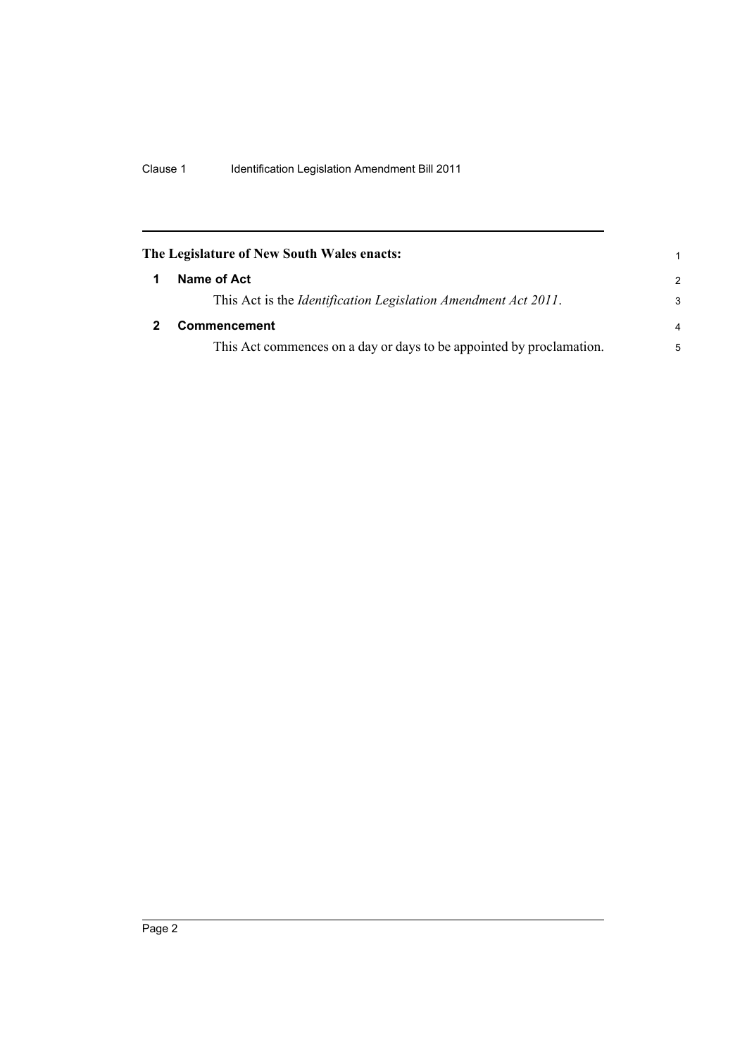**The Legislature of New South Wales enacts:**

## 1 Name of Act

This Act is the *Identification Legislation Amendment Act 2011*.

## 2 Commencement

This Act commences on a day or days to be appointed by proclamation.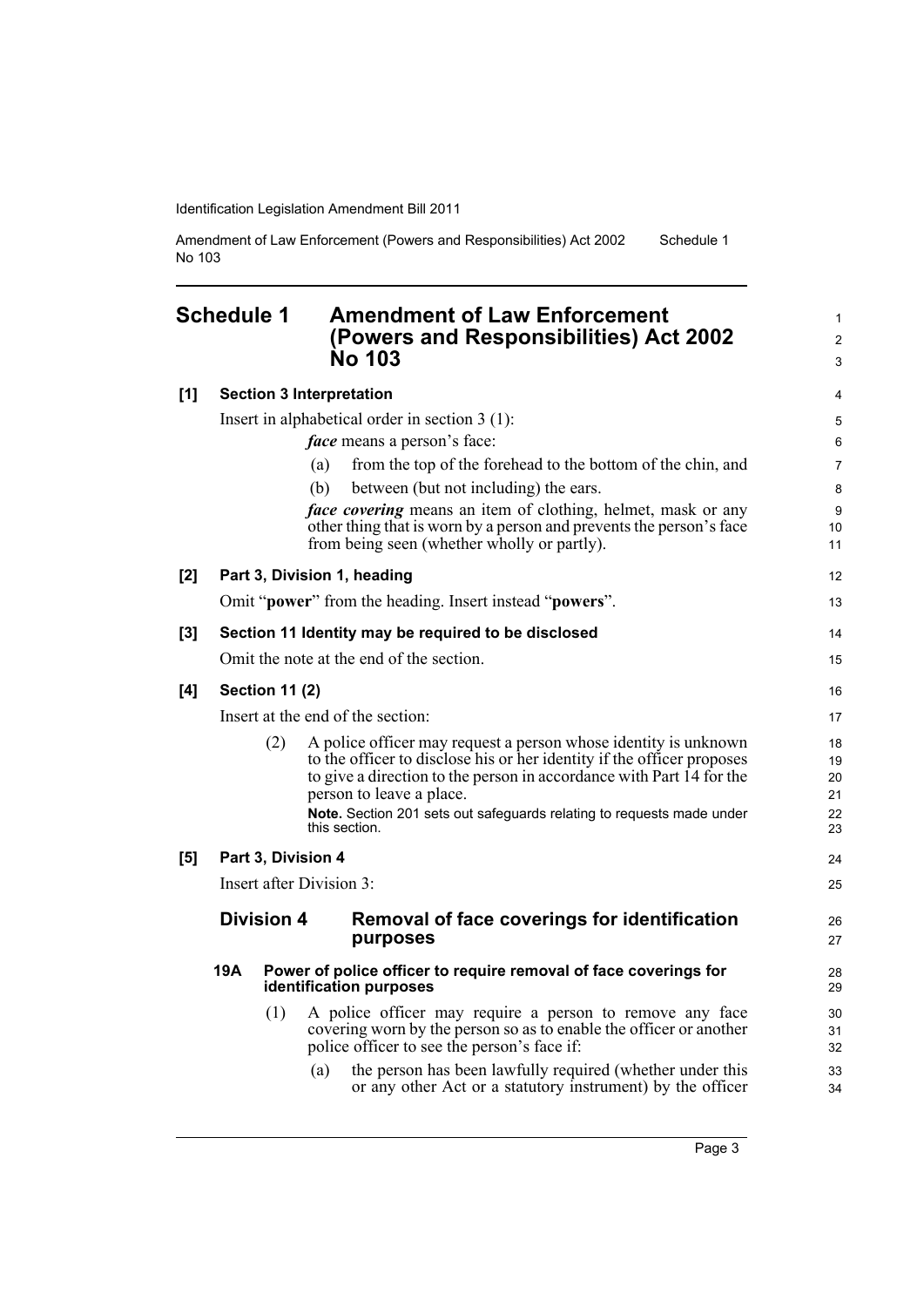# Schedule 1 Amendment of Law Enforcement (Powers and Responsibilities) Act 2002 No 103

**[1] Section 3 Interpretation**

Insert in alphabetical order in section 3 (1):

***face*** means a person's face:

(a) from the top of the forehead to the bottom of the chin, and

(b) between (but not including) the ears.

***face covering*** means an item of clothing, helmet, mask or any other thing that is worn by a person and prevents the person's face from being seen (whether wholly or partly).

**[2] Part 3, Division 1, heading**

Omit "**power**" from the heading. Insert instead "**powers**".

**[3] Section 11 Identity may be required to be disclosed**

Omit the note at the end of the section.

**[4] Section 11 (2)**

Insert at the end of the section:

(2) A police officer may request a person whose identity is unknown to the officer to disclose his or her identity if the officer proposes to give a direction to the person in accordance with Part 14 for the person to leave a place.

**Note.** Section 201 sets out safeguards relating to requests made under this section.

**[5] Part 3, Division 4**

Insert after Division 3:

## Division 4 Removal of face coverings for identification purposes

### 19A Power of police officer to require removal of face coverings for identification purposes

(1) A police officer may require a person to remove any face covering worn by the person so as to enable the officer or another police officer to see the person's face if:

(a) the person has been lawfully required (whether under this or any other Act or a statutory instrument) by the officer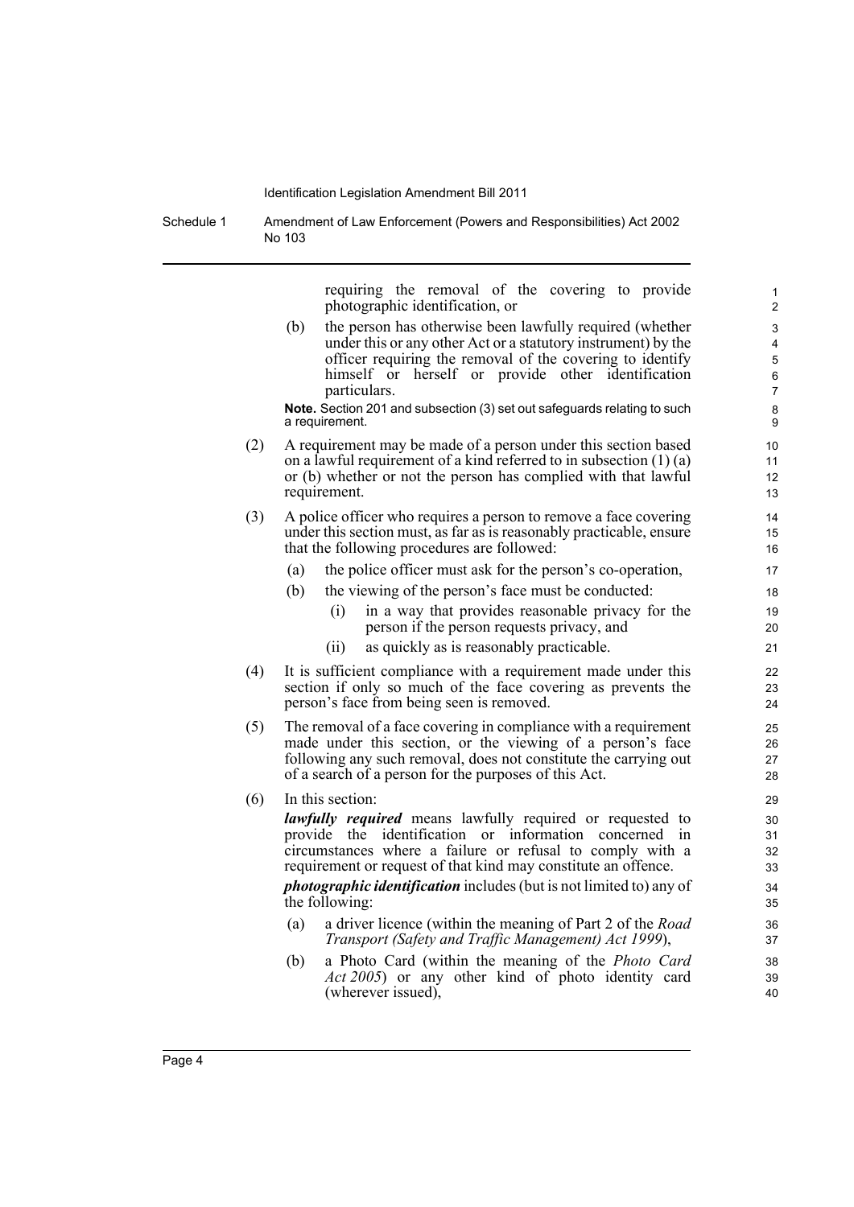requiring the removal of the covering to provide photographic identification, or

(b) the person has otherwise been lawfully required (whether under this or any other Act or a statutory instrument) by the officer requiring the removal of the covering to identify himself or herself or provide other identification particulars.

**Note.** Section 201 and subsection (3) set out safeguards relating to such a requirement.

(2) A requirement may be made of a person under this section based on a lawful requirement of a kind referred to in subsection (1) (a) or (b) whether or not the person has complied with that lawful requirement.

(3) A police officer who requires a person to remove a face covering under this section must, as far as is reasonably practicable, ensure that the following procedures are followed:

(a) the police officer must ask for the person's co-operation,

(b) the viewing of the person's face must be conducted:

(i) in a way that provides reasonable privacy for the person if the person requests privacy, and

(ii) as quickly as is reasonably practicable.

(4) It is sufficient compliance with a requirement made under this section if only so much of the face covering as prevents the person's face from being seen is removed.

(5) The removal of a face covering in compliance with a requirement made under this section, or the viewing of a person's face following any such removal, does not constitute the carrying out of a search of a person for the purposes of this Act.

(6) In this section:

***lawfully required*** means lawfully required or requested to provide the identification or information concerned in circumstances where a failure or refusal to comply with a requirement or request of that kind may constitute an offence.

***photographic identification*** includes (but is not limited to) any of the following:

(a) a driver licence (within the meaning of Part 2 of the *Road Transport (Safety and Traffic Management) Act 1999*),

(b) a Photo Card (within the meaning of the *Photo Card Act 2005*) or any other kind of photo identity card (wherever issued),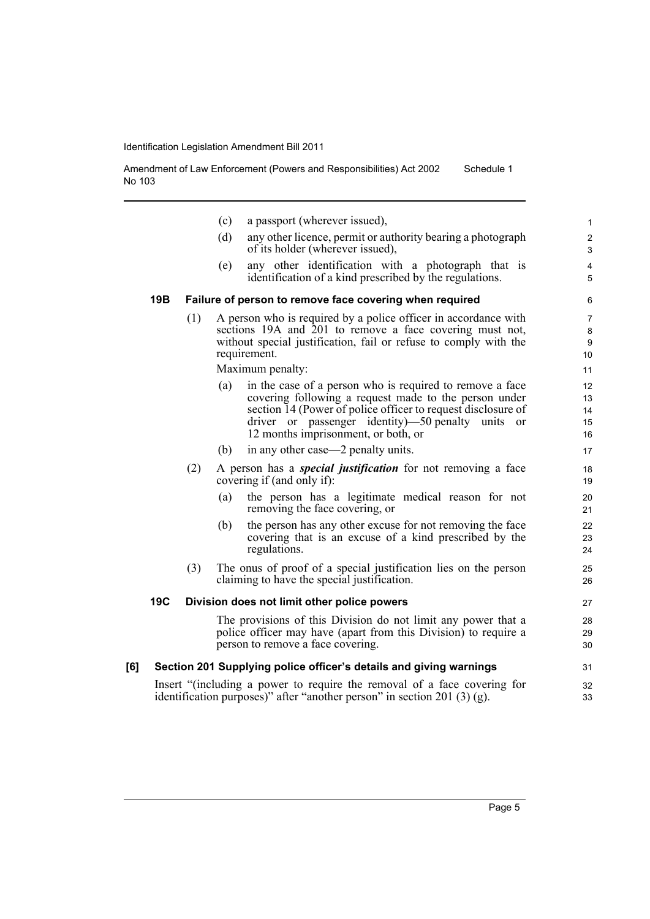(c) a passport (wherever issued),

(d) any other licence, permit or authority bearing a photograph of its holder (wherever issued),

(e) any other identification with a photograph that is identification of a kind prescribed by the regulations.

**19B Failure of person to remove face covering when required**

(1) A person who is required by a police officer in accordance with sections 19A and 201 to remove a face covering must not, without special justification, fail or refuse to comply with the requirement.

Maximum penalty:

(a) in the case of a person who is required to remove a face covering following a request made to the person under section 14 (Power of police officer to request disclosure of driver or passenger identity)—50 penalty units or 12 months imprisonment, or both, or

(b) in any other case—2 penalty units.

(2) A person has a ***special justification*** for not removing a face covering if (and only if):

(a) the person has a legitimate medical reason for not removing the face covering, or

(b) the person has any other excuse for not removing the face covering that is an excuse of a kind prescribed by the regulations.

(3) The onus of proof of a special justification lies on the person claiming to have the special justification.

**19C Division does not limit other police powers**

The provisions of this Division do not limit any power that a police officer may have (apart from this Division) to require a person to remove a face covering.

**[6] Section 201 Supplying police officer's details and giving warnings**

Insert "(including a power to require the removal of a face covering for identification purposes)" after "another person" in section 201 (3) (g).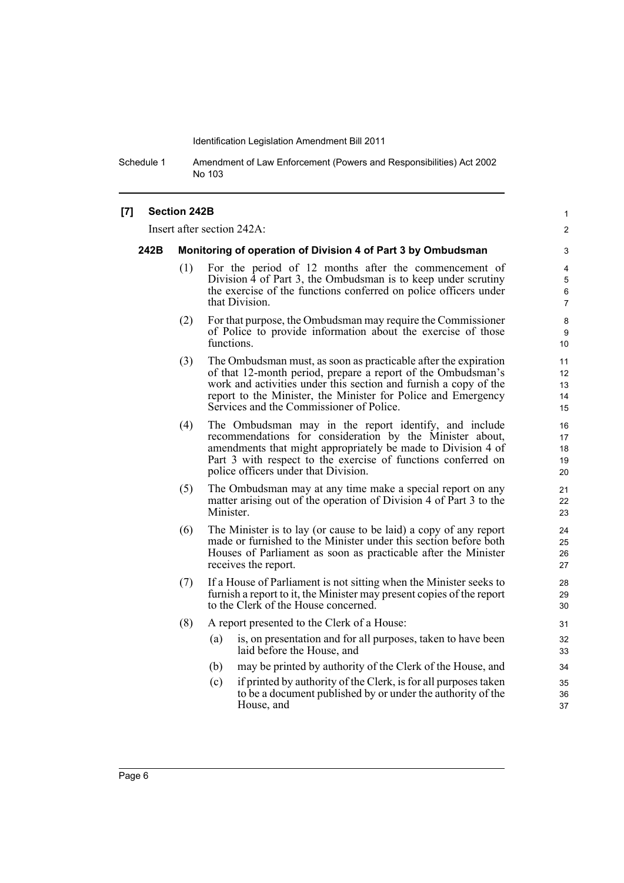**[7] Section 242B**

Insert after section 242A:

**242B Monitoring of operation of Division 4 of Part 3 by Ombudsman**

(1) For the period of 12 months after the commencement of Division 4 of Part 3, the Ombudsman is to keep under scrutiny the exercise of the functions conferred on police officers under that Division.

(2) For that purpose, the Ombudsman may require the Commissioner of Police to provide information about the exercise of those functions.

(3) The Ombudsman must, as soon as practicable after the expiration of that 12-month period, prepare a report of the Ombudsman's work and activities under this section and furnish a copy of the report to the Minister, the Minister for Police and Emergency Services and the Commissioner of Police.

(4) The Ombudsman may in the report identify, and include recommendations for consideration by the Minister about, amendments that might appropriately be made to Division 4 of Part 3 with respect to the exercise of functions conferred on police officers under that Division.

(5) The Ombudsman may at any time make a special report on any matter arising out of the operation of Division 4 of Part 3 to the Minister.

(6) The Minister is to lay (or cause to be laid) a copy of any report made or furnished to the Minister under this section before both Houses of Parliament as soon as practicable after the Minister receives the report.

(7) If a House of Parliament is not sitting when the Minister seeks to furnish a report to it, the Minister may present copies of the report to the Clerk of the House concerned.

(8) A report presented to the Clerk of a House:

(a) is, on presentation and for all purposes, taken to have been laid before the House, and

(b) may be printed by authority of the Clerk of the House, and

(c) if printed by authority of the Clerk, is for all purposes taken to be a document published by or under the authority of the House, and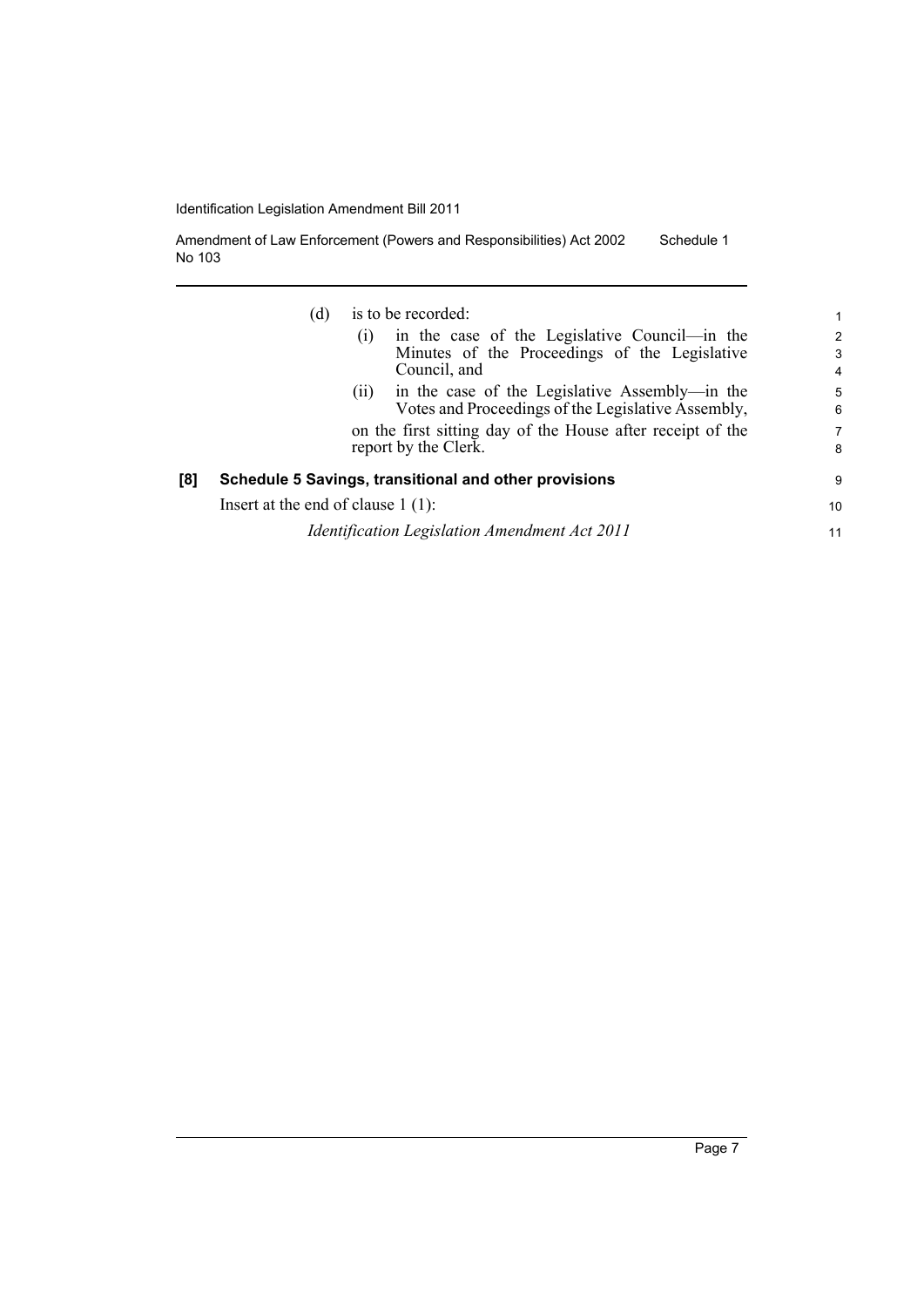(d) is to be recorded:

(i) in the case of the Legislative Council—in the Minutes of the Proceedings of the Legislative Council, and

(ii) in the case of the Legislative Assembly—in the Votes and Proceedings of the Legislative Assembly,

on the first sitting day of the House after receipt of the report by the Clerk.

**[8] Schedule 5 Savings, transitional and other provisions**

Insert at the end of clause 1 (1):

*Identification Legislation Amendment Act 2011*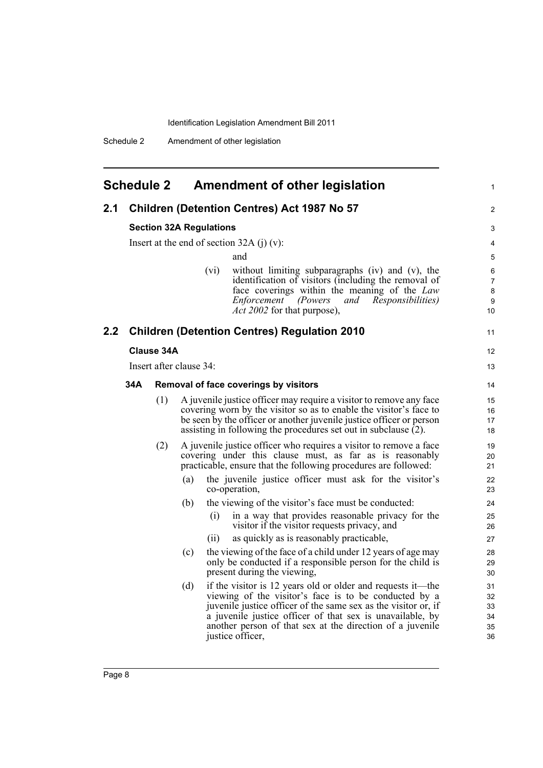# Schedule 2 Amendment of other legislation

## 2.1 Children (Detention Centres) Act 1987 No 57

### Section 32A Regulations

Insert at the end of section 32A (j) (v):

and

(vi) without limiting subparagraphs (iv) and (v), the identification of visitors (including the removal of face coverings within the meaning of the *Law Enforcement (Powers and Responsibilities) Act 2002* for that purpose),

## 2.2 Children (Detention Centres) Regulation 2010

### Clause 34A

Insert after clause 34:

**34A Removal of face coverings by visitors**

(1) A juvenile justice officer may require a visitor to remove any face covering worn by the visitor so as to enable the visitor's face to be seen by the officer or another juvenile justice officer or person assisting in following the procedures set out in subclause (2).

(2) A juvenile justice officer who requires a visitor to remove a face covering under this clause must, as far as is reasonably practicable, ensure that the following procedures are followed:

(a) the juvenile justice officer must ask for the visitor's co-operation,

(b) the viewing of the visitor's face must be conducted:

(i) in a way that provides reasonable privacy for the visitor if the visitor requests privacy, and

(ii) as quickly as is reasonably practicable,

(c) the viewing of the face of a child under 12 years of age may only be conducted if a responsible person for the child is present during the viewing,

(d) if the visitor is 12 years old or older and requests it—the viewing of the visitor's face is to be conducted by a juvenile justice officer of the same sex as the visitor or, if a juvenile justice officer of that sex is unavailable, by another person of that sex at the direction of a juvenile justice officer,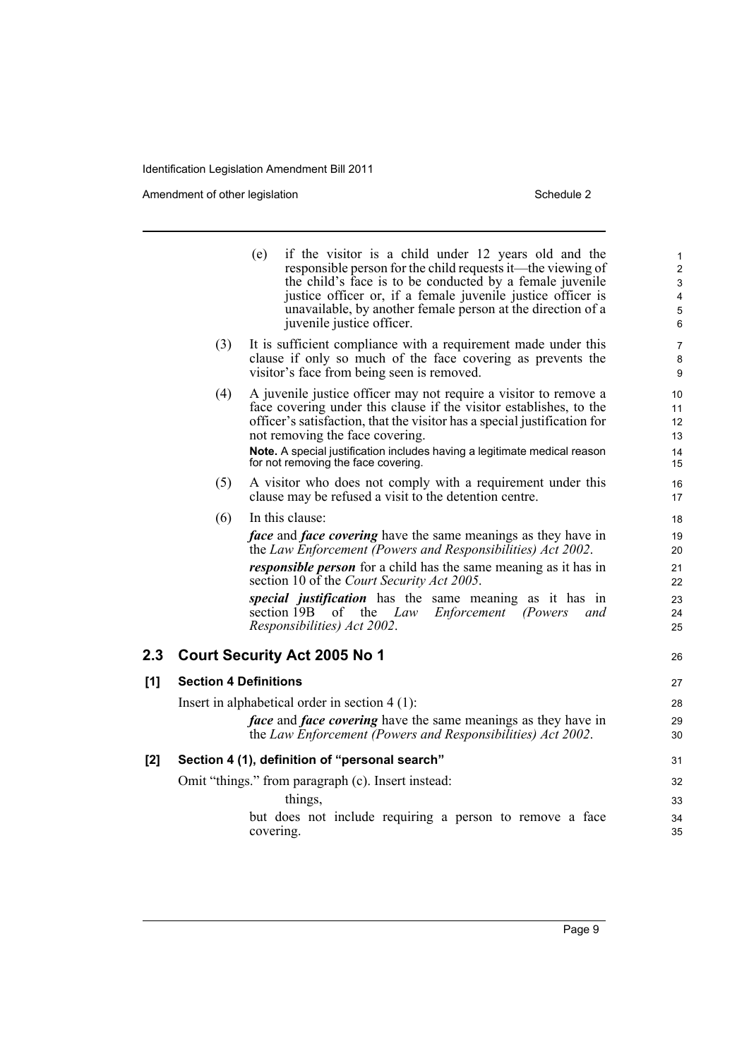(e) if the visitor is a child under 12 years old and the responsible person for the child requests it—the viewing of the child's face is to be conducted by a female juvenile justice officer or, if a female juvenile justice officer is unavailable, by another female person at the direction of a juvenile justice officer.

(3) It is sufficient compliance with a requirement made under this clause if only so much of the face covering as prevents the visitor's face from being seen is removed.

(4) A juvenile justice officer may not require a visitor to remove a face covering under this clause if the visitor establishes, to the officer's satisfaction, that the visitor has a special justification for not removing the face covering.

**Note.** A special justification includes having a legitimate medical reason for not removing the face covering.

(5) A visitor who does not comply with a requirement under this clause may be refused a visit to the detention centre.

(6) In this clause:

***face*** and ***face covering*** have the same meanings as they have in the *Law Enforcement (Powers and Responsibilities) Act 2002*.

***responsible person*** for a child has the same meaning as it has in section 10 of the *Court Security Act 2005*.

***special justification*** has the same meaning as it has in section 19B of the *Law Enforcement (Powers and Responsibilities) Act 2002*.

## 2.3 Court Security Act 2005 No 1

### [1] Section 4 Definitions

Insert in alphabetical order in section 4 (1):

***face*** and ***face covering*** have the same meanings as they have in the *Law Enforcement (Powers and Responsibilities) Act 2002*.

### [2] Section 4 (1), definition of "personal search"

Omit "things." from paragraph (c). Insert instead:

things,

but does not include requiring a person to remove a face covering.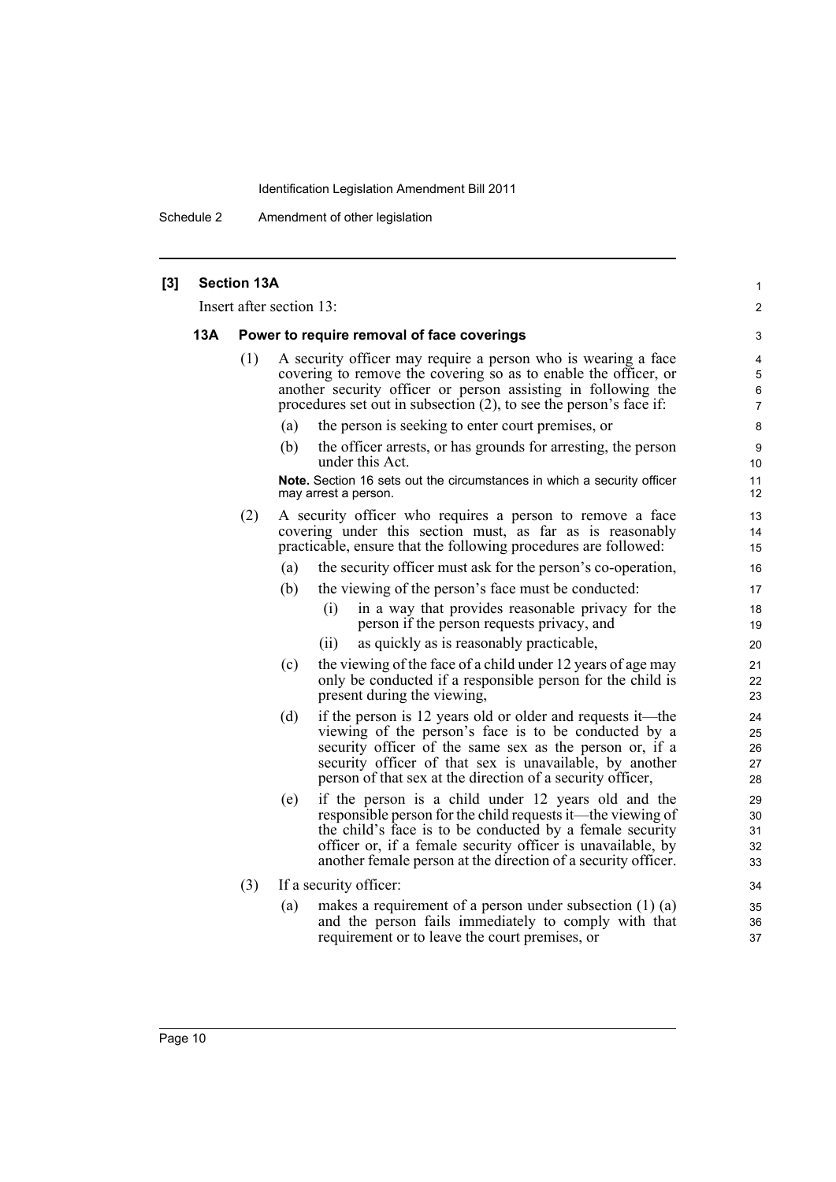**[3] Section 13A**

Insert after section 13:

**13A Power to require removal of face coverings**

(1) A security officer may require a person who is wearing a face covering to remove the covering so as to enable the officer, or another security officer or person assisting in following the procedures set out in subsection (2), to see the person's face if:

(a) the person is seeking to enter court premises, or

(b) the officer arrests, or has grounds for arresting, the person under this Act.

**Note.** Section 16 sets out the circumstances in which a security officer may arrest a person.

(2) A security officer who requires a person to remove a face covering under this section must, as far as is reasonably practicable, ensure that the following procedures are followed:

(a) the security officer must ask for the person's co-operation,

(b) the viewing of the person's face must be conducted:

(i) in a way that provides reasonable privacy for the person if the person requests privacy, and

(ii) as quickly as is reasonably practicable,

(c) the viewing of the face of a child under 12 years of age may only be conducted if a responsible person for the child is present during the viewing,

(d) if the person is 12 years old or older and requests it—the viewing of the person's face is to be conducted by a security officer of the same sex as the person or, if a security officer of that sex is unavailable, by another person of that sex at the direction of a security officer,

(e) if the person is a child under 12 years old and the responsible person for the child requests it—the viewing of the child's face is to be conducted by a female security officer or, if a female security officer is unavailable, by another female person at the direction of a security officer.

(3) If a security officer:

(a) makes a requirement of a person under subsection (1) (a) and the person fails immediately to comply with that requirement or to leave the court premises, or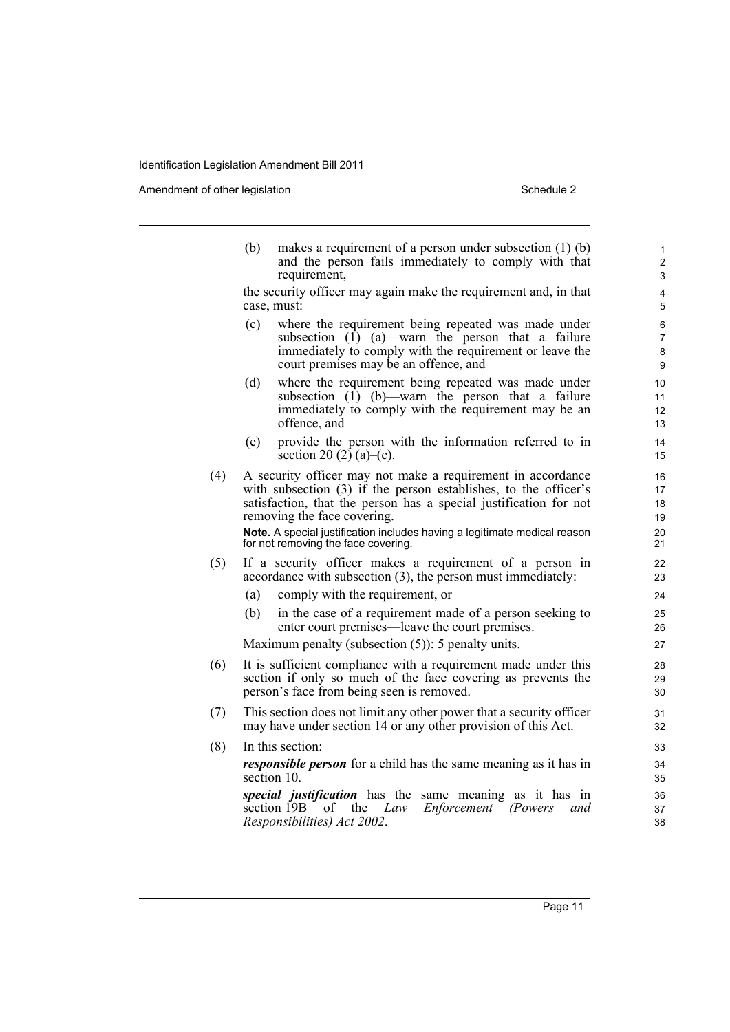(b) makes a requirement of a person under subsection (1) (b) and the person fails immediately to comply with that requirement,

the security officer may again make the requirement and, in that case, must:

(c) where the requirement being repeated was made under subsection (1) (a)—warn the person that a failure immediately to comply with the requirement or leave the court premises may be an offence, and

(d) where the requirement being repeated was made under subsection (1) (b)—warn the person that a failure immediately to comply with the requirement may be an offence, and

(e) provide the person with the information referred to in section 20 (2) (a)–(c).

(4) A security officer may not make a requirement in accordance with subsection (3) if the person establishes, to the officer's satisfaction, that the person has a special justification for not removing the face covering.

**Note.** A special justification includes having a legitimate medical reason for not removing the face covering.

(5) If a security officer makes a requirement of a person in accordance with subsection (3), the person must immediately:

(a) comply with the requirement, or

(b) in the case of a requirement made of a person seeking to enter court premises—leave the court premises.

Maximum penalty (subsection (5)): 5 penalty units.

(6) It is sufficient compliance with a requirement made under this section if only so much of the face covering as prevents the person's face from being seen is removed.

(7) This section does not limit any other power that a security officer may have under section 14 or any other provision of this Act.

(8) In this section:

***responsible person*** for a child has the same meaning as it has in section 10.

***special justification*** has the same meaning as it has in section 19B of the *Law Enforcement (Powers and Responsibilities) Act 2002*.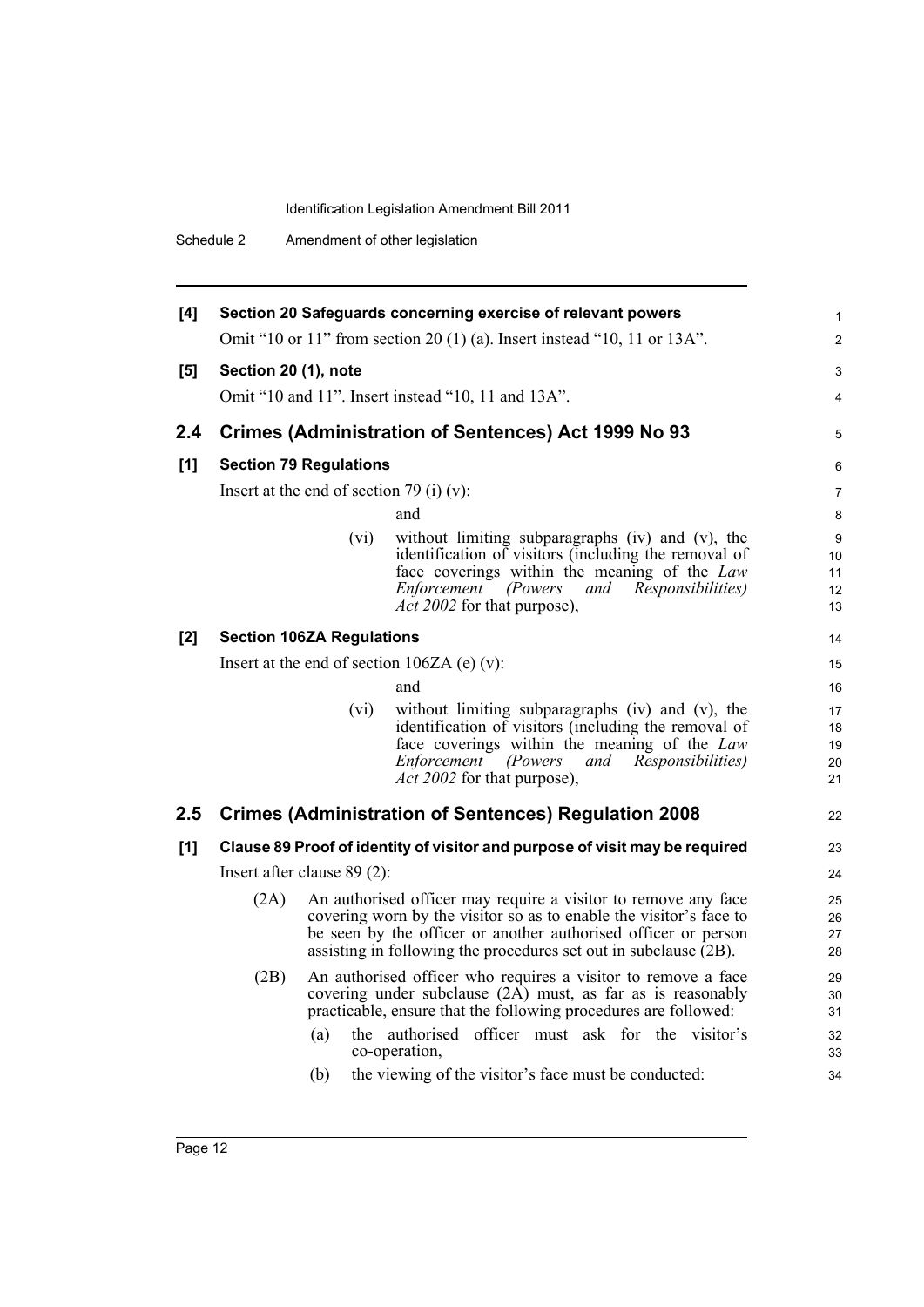**[4] Section 20 Safeguards concerning exercise of relevant powers**

Omit "10 or 11" from section 20 (1) (a). Insert instead "10, 11 or 13A".

**[5] Section 20 (1), note**

Omit "10 and 11". Insert instead "10, 11 and 13A".

## 2.4 Crimes (Administration of Sentences) Act 1999 No 93

**[1] Section 79 Regulations**

Insert at the end of section 79 (i) (v):

and

(vi) without limiting subparagraphs (iv) and (v), the identification of visitors (including the removal of face coverings within the meaning of the *Law Enforcement (Powers and Responsibilities) Act 2002* for that purpose),

**[2] Section 106ZA Regulations**

Insert at the end of section 106ZA (e) (v):

and

(vi) without limiting subparagraphs (iv) and (v), the identification of visitors (including the removal of face coverings within the meaning of the *Law Enforcement (Powers and Responsibilities) Act 2002* for that purpose),

## 2.5 Crimes (Administration of Sentences) Regulation 2008

**[1] Clause 89 Proof of identity of visitor and purpose of visit may be required**

Insert after clause 89 (2):

(2A) An authorised officer may require a visitor to remove any face covering worn by the visitor so as to enable the visitor's face to be seen by the officer or another authorised officer or person assisting in following the procedures set out in subclause (2B).

(2B) An authorised officer who requires a visitor to remove a face covering under subclause (2A) must, as far as is reasonably practicable, ensure that the following procedures are followed:

(a) the authorised officer must ask for the visitor's co-operation,

(b) the viewing of the visitor's face must be conducted: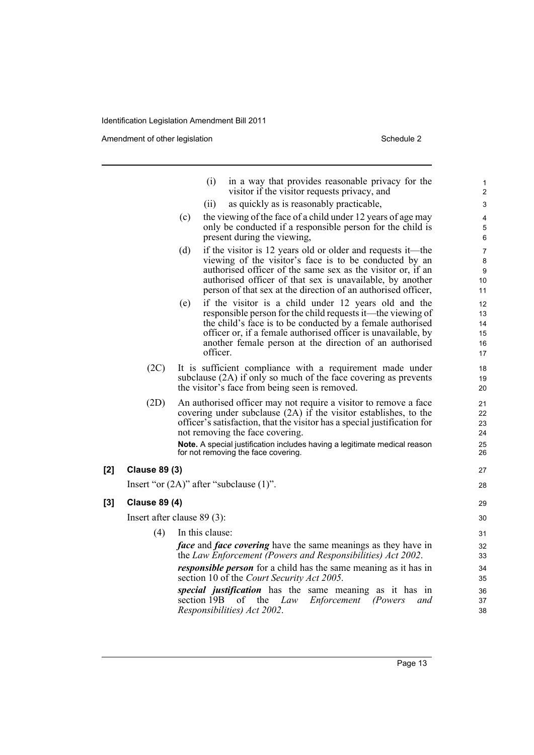(i) in a way that provides reasonable privacy for the visitor if the visitor requests privacy, and

(ii) as quickly as is reasonably practicable,

(c) the viewing of the face of a child under 12 years of age may only be conducted if a responsible person for the child is present during the viewing,

(d) if the visitor is 12 years old or older and requests it—the viewing of the visitor's face is to be conducted by an authorised officer of the same sex as the visitor or, if an authorised officer of that sex is unavailable, by another person of that sex at the direction of an authorised officer,

(e) if the visitor is a child under 12 years old and the responsible person for the child requests it—the viewing of the child's face is to be conducted by a female authorised officer or, if a female authorised officer is unavailable, by another female person at the direction of an authorised officer.

(2C) It is sufficient compliance with a requirement made under subclause (2A) if only so much of the face covering as prevents the visitor's face from being seen is removed.

(2D) An authorised officer may not require a visitor to remove a face covering under subclause (2A) if the visitor establishes, to the officer's satisfaction, that the visitor has a special justification for not removing the face covering.

**Note.** A special justification includes having a legitimate medical reason for not removing the face covering.

**[2] Clause 89 (3)**

Insert "or (2A)" after "subclause (1)".

**[3] Clause 89 (4)**

Insert after clause 89 (3):

(4) In this clause:

***face*** and ***face covering*** have the same meanings as they have in the *Law Enforcement (Powers and Responsibilities) Act 2002*.

***responsible person*** for a child has the same meaning as it has in section 10 of the *Court Security Act 2005*.

***special justification*** has the same meaning as it has in section 19B of the *Law Enforcement (Powers and Responsibilities) Act 2002*.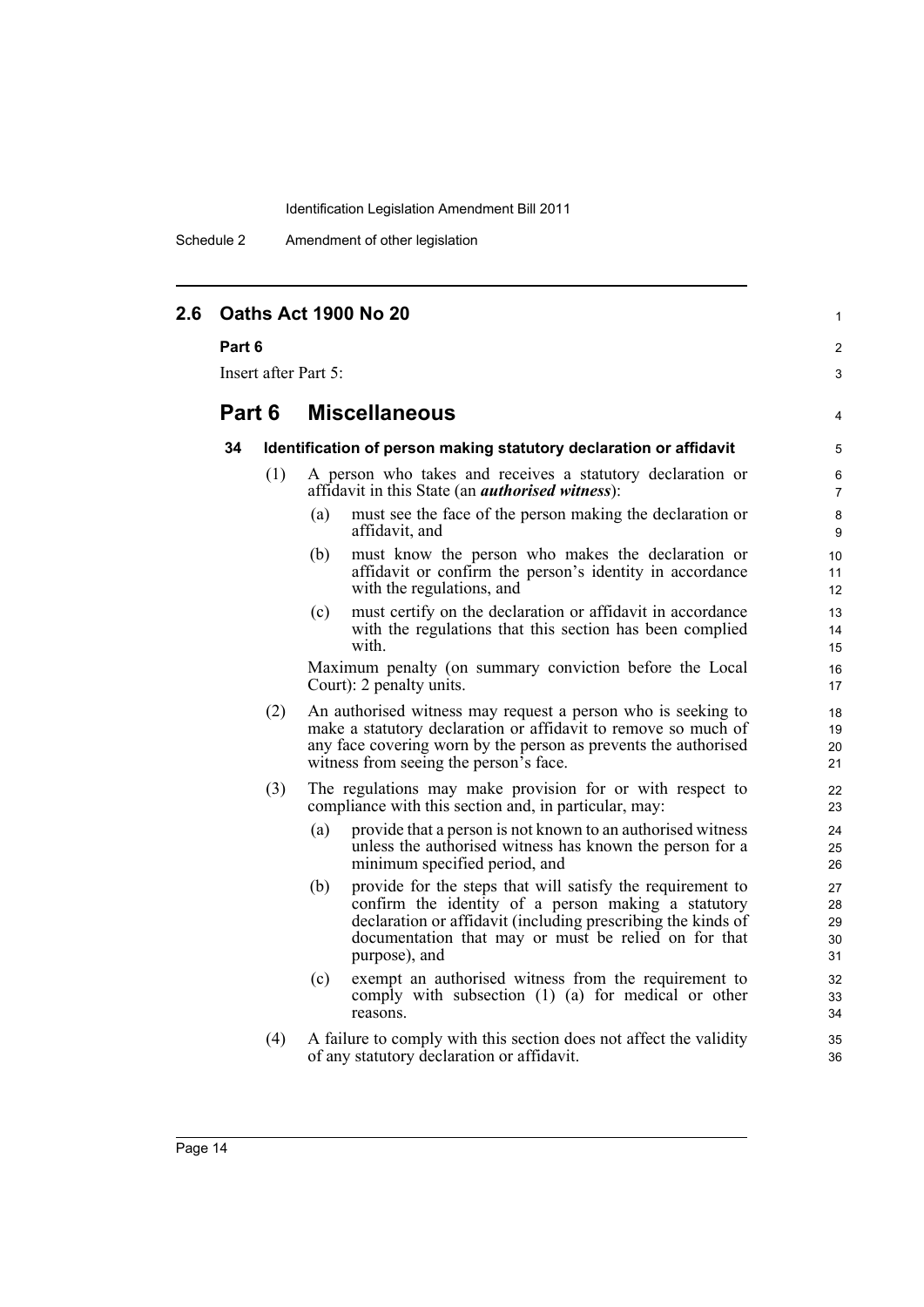## 2.6 Oaths Act 1900 No 20

**Part 6**

Insert after Part 5:

## Part 6 Miscellaneous

### 34 Identification of person making statutory declaration or affidavit

(1) A person who takes and receives a statutory declaration or affidavit in this State (an ***authorised witness***):

(a) must see the face of the person making the declaration or affidavit, and

(b) must know the person who makes the declaration or affidavit or confirm the person's identity in accordance with the regulations, and

(c) must certify on the declaration or affidavit in accordance with the regulations that this section has been complied with.

Maximum penalty (on summary conviction before the Local Court): 2 penalty units.

(2) An authorised witness may request a person who is seeking to make a statutory declaration or affidavit to remove so much of any face covering worn by the person as prevents the authorised witness from seeing the person's face.

(3) The regulations may make provision for or with respect to compliance with this section and, in particular, may:

(a) provide that a person is not known to an authorised witness unless the authorised witness has known the person for a minimum specified period, and

(b) provide for the steps that will satisfy the requirement to confirm the identity of a person making a statutory declaration or affidavit (including prescribing the kinds of documentation that may or must be relied on for that purpose), and

(c) exempt an authorised witness from the requirement to comply with subsection (1) (a) for medical or other reasons.

(4) A failure to comply with this section does not affect the validity of any statutory declaration or affidavit.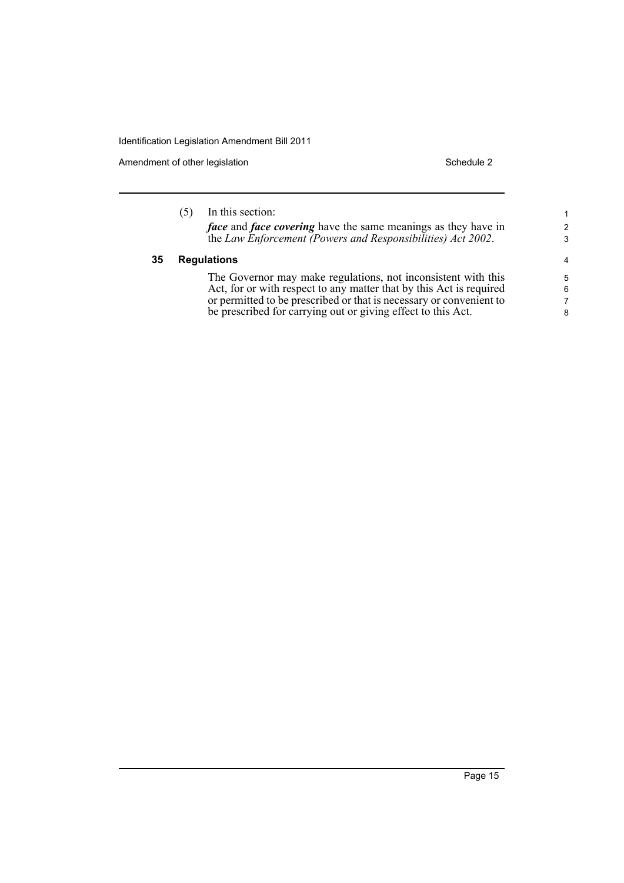(5) In this section:

***face*** and ***face covering*** have the same meanings as they have in the *Law Enforcement (Powers and Responsibilities) Act 2002*.

### 35 Regulations

The Governor may make regulations, not inconsistent with this Act, for or with respect to any matter that by this Act is required or permitted to be prescribed or that is necessary or convenient to be prescribed for carrying out or giving effect to this Act.